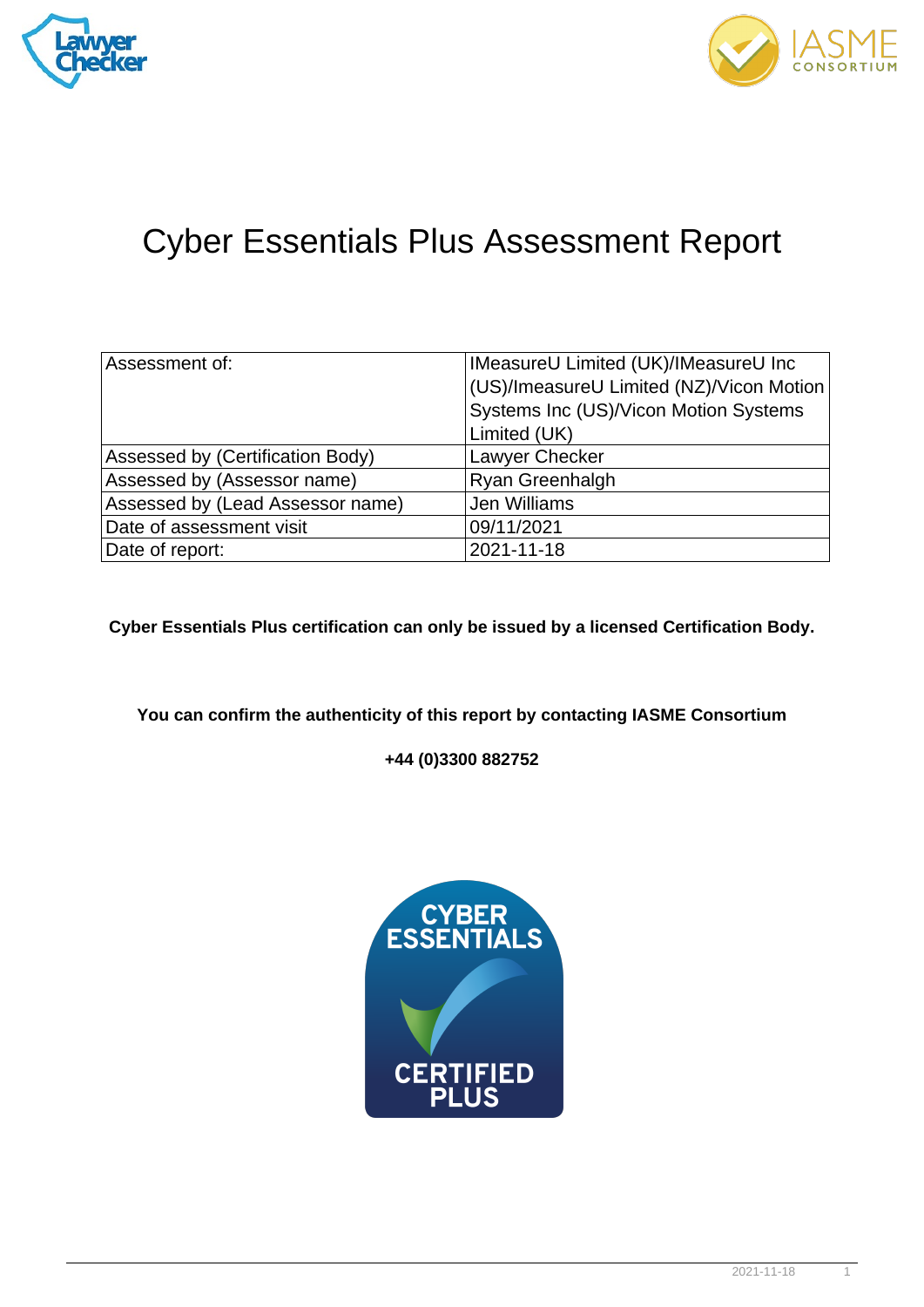# Cyber Essentials Plus Assessment Report

| Assessment of: | IMeasureU Limited (UK)/IMeasureU Inc (US)/ImeasureU Limited (NZ)/Vicon Motion Systems Inc (US)/Vicon Motion Systems Limited (UK) |
|---|---|
| Assessed by (Certification Body) | Lawyer Checker |
| Assessed by (Assessor name) | Ryan Greenhalgh |
| Assessed by (Lead Assessor name) | Jen Williams |
| Date of assessment visit | 09/11/2021 |
| Date of report: | 2021-11-18 |

**Cyber Essentials Plus certification can only be issued by a licensed Certification Body.**

**You can confirm the authenticity of this report by contacting IASME Consortium**

**+44 (0)3300 882752**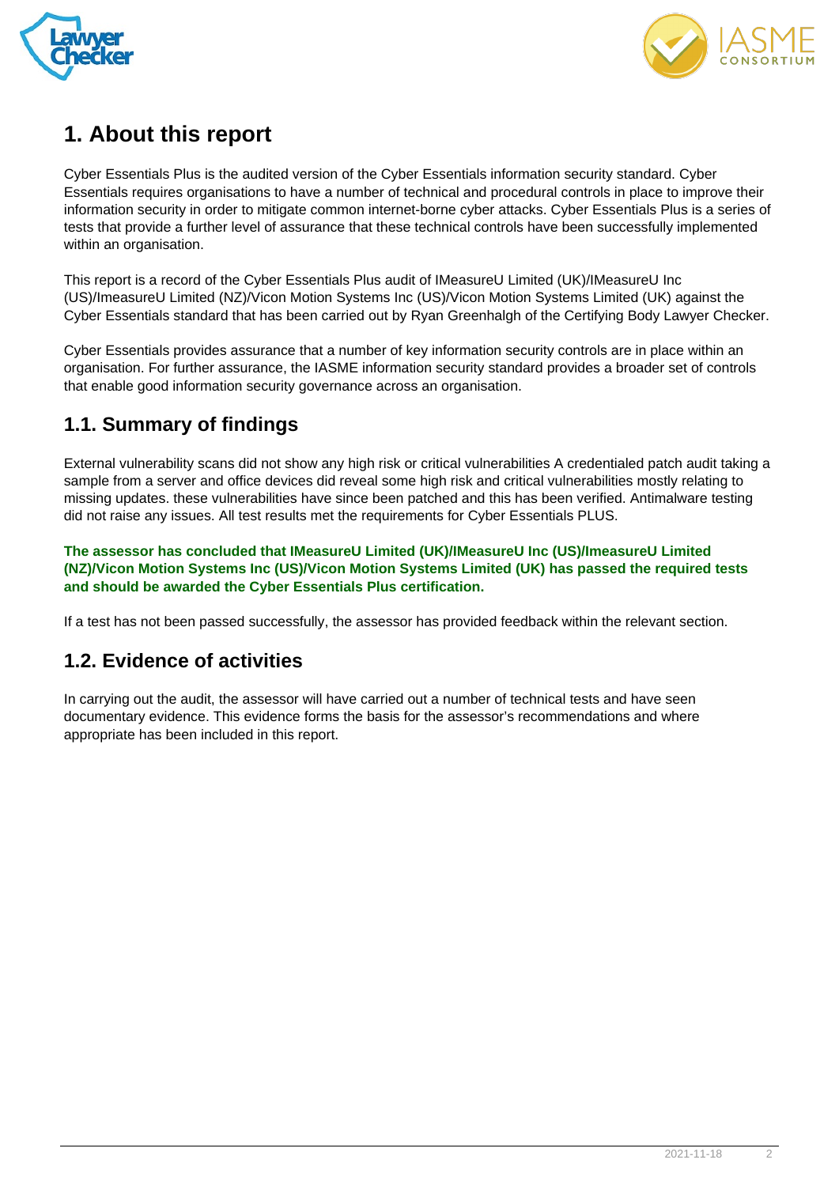# 1. About this report

Cyber Essentials Plus is the audited version of the Cyber Essentials information security standard. Cyber Essentials requires organisations to have a number of technical and procedural controls in place to improve their information security in order to mitigate common internet-borne cyber attacks. Cyber Essentials Plus is a series of tests that provide a further level of assurance that these technical controls have been successfully implemented within an organisation.

This report is a record of the Cyber Essentials Plus audit of IMeasureU Limited (UK)/IMeasureU Inc (US)/ImeasureU Limited (NZ)/Vicon Motion Systems Inc (US)/Vicon Motion Systems Limited (UK) against the Cyber Essentials standard that has been carried out by Ryan Greenhalgh of the Certifying Body Lawyer Checker.

Cyber Essentials provides assurance that a number of key information security controls are in place within an organisation. For further assurance, the IASME information security standard provides a broader set of controls that enable good information security governance across an organisation.

## 1.1. Summary of findings

External vulnerability scans did not show any high risk or critical vulnerabilities A credentialed patch audit taking a sample from a server and office devices did reveal some high risk and critical vulnerabilities mostly relating to missing updates. these vulnerabilities have since been patched and this has been verified. Antimalware testing did not raise any issues. All test results met the requirements for Cyber Essentials PLUS.

**The assessor has concluded that IMeasureU Limited (UK)/IMeasureU Inc (US)/ImeasureU Limited (NZ)/Vicon Motion Systems Inc (US)/Vicon Motion Systems Limited (UK) has passed the required tests and should be awarded the Cyber Essentials Plus certification.**

If a test has not been passed successfully, the assessor has provided feedback within the relevant section.

## 1.2. Evidence of activities

In carrying out the audit, the assessor will have carried out a number of technical tests and have seen documentary evidence. This evidence forms the basis for the assessor's recommendations and where appropriate has been included in this report.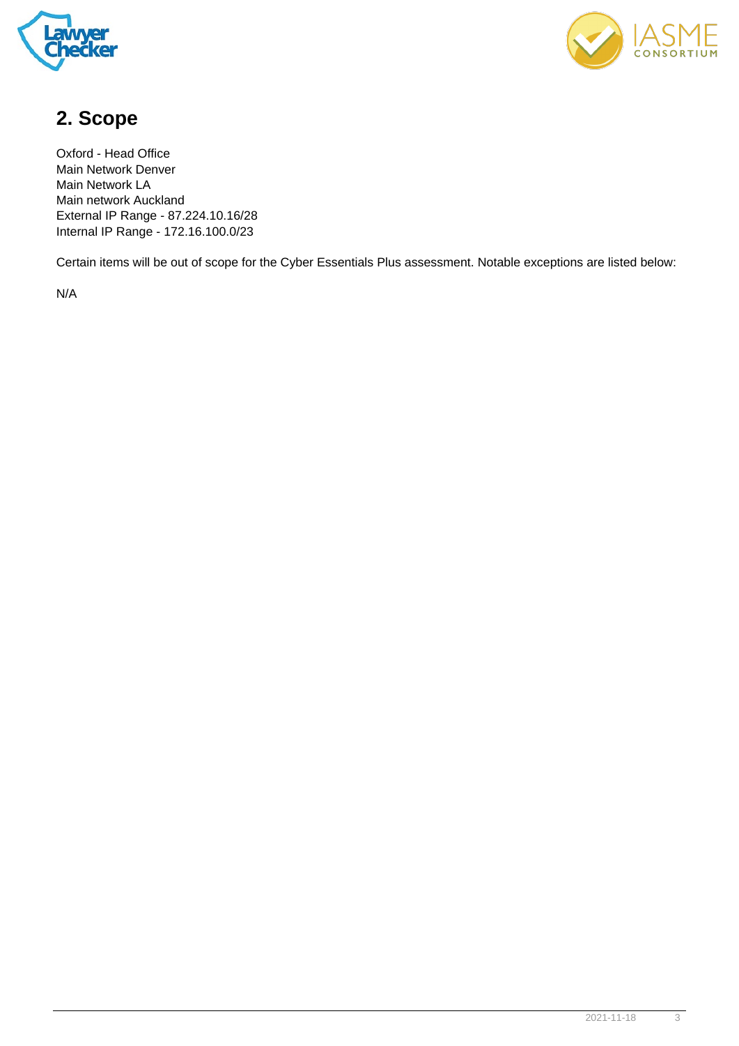## 2. Scope

Oxford - Head Office
Main Network Denver
Main Network LA
Main network Auckland
External IP Range - 87.224.10.16/28
Internal IP Range - 172.16.100.0/23

Certain items will be out of scope for the Cyber Essentials Plus assessment. Notable exceptions are listed below:

N/A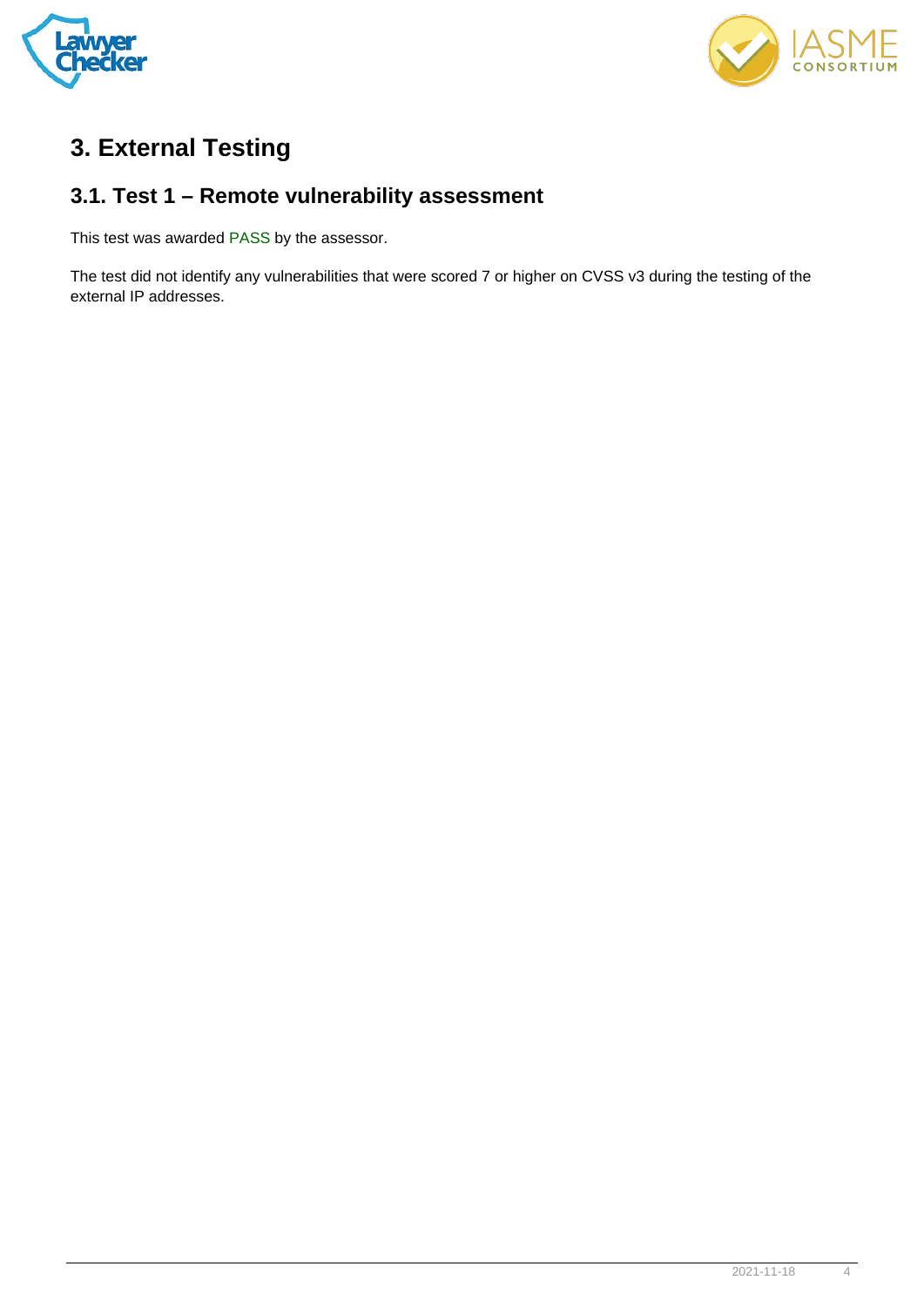# 3. External Testing

## 3.1. Test 1 – Remote vulnerability assessment

This test was awarded PASS by the assessor.

The test did not identify any vulnerabilities that were scored 7 or higher on CVSS v3 during the testing of the external IP addresses.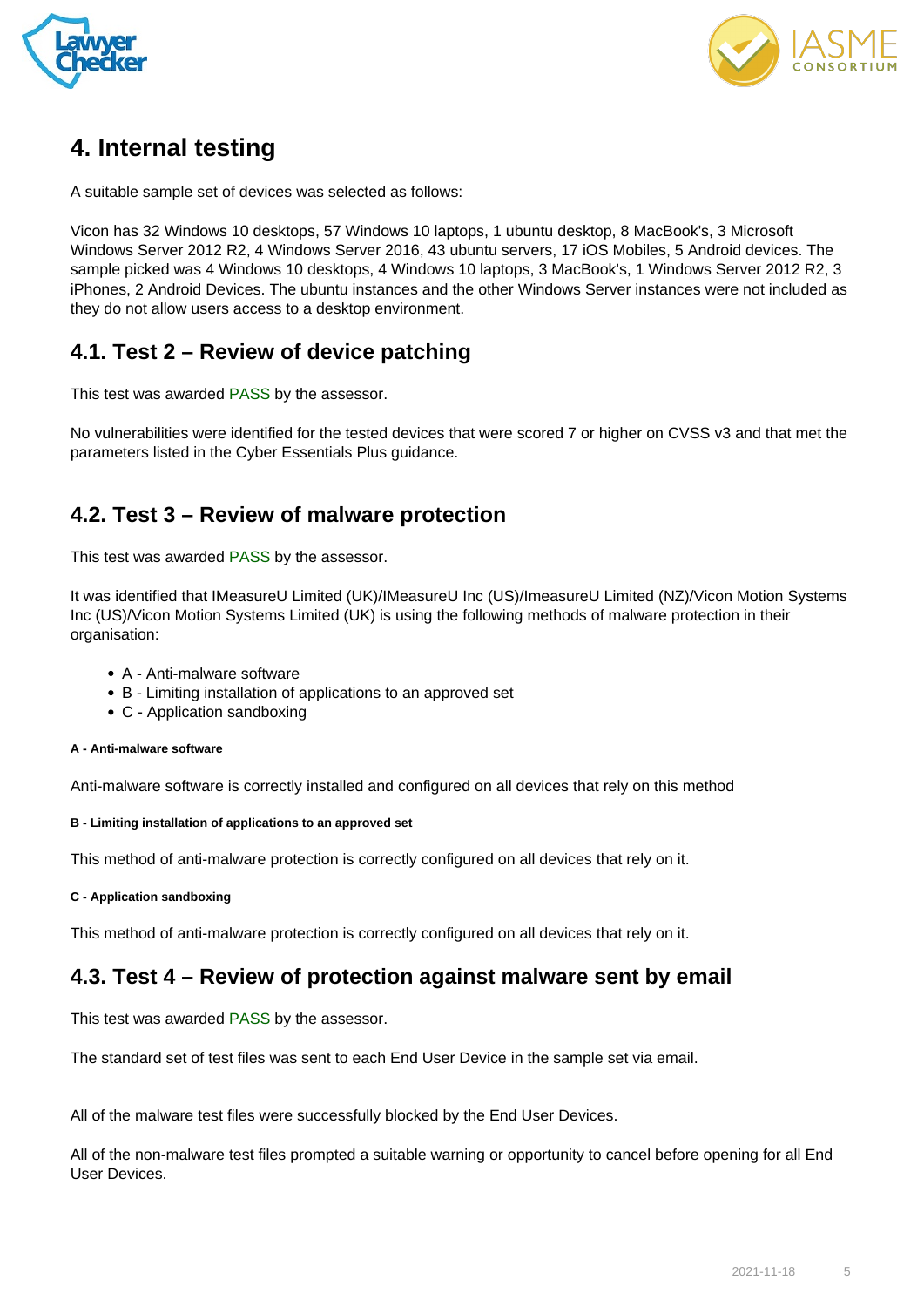# 4. Internal testing

A suitable sample set of devices was selected as follows:

Vicon has 32 Windows 10 desktops, 57 Windows 10 laptops, 1 ubuntu desktop, 8 MacBook's, 3 Microsoft Windows Server 2012 R2, 4 Windows Server 2016, 43 ubuntu servers, 17 iOS Mobiles, 5 Android devices. The sample picked was 4 Windows 10 desktops, 4 Windows 10 laptops, 3 MacBook's, 1 Windows Server 2012 R2, 3 iPhones, 2 Android Devices. The ubuntu instances and the other Windows Server instances were not included as they do not allow users access to a desktop environment.

## 4.1. Test 2 – Review of device patching

This test was awarded PASS by the assessor.

No vulnerabilities were identified for the tested devices that were scored 7 or higher on CVSS v3 and that met the parameters listed in the Cyber Essentials Plus guidance.

## 4.2. Test 3 – Review of malware protection

This test was awarded PASS by the assessor.

It was identified that IMeasureU Limited (UK)/IMeasureU Inc (US)/ImeasureU Limited (NZ)/Vicon Motion Systems Inc (US)/Vicon Motion Systems Limited (UK) is using the following methods of malware protection in their organisation:

- A - Anti-malware software
- B - Limiting installation of applications to an approved set
- C - Application sandboxing

**A - Anti-malware software**

Anti-malware software is correctly installed and configured on all devices that rely on this method

**B - Limiting installation of applications to an approved set**

This method of anti-malware protection is correctly configured on all devices that rely on it.

**C - Application sandboxing**

This method of anti-malware protection is correctly configured on all devices that rely on it.

## 4.3. Test 4 – Review of protection against malware sent by email

This test was awarded PASS by the assessor.

The standard set of test files was sent to each End User Device in the sample set via email.

All of the malware test files were successfully blocked by the End User Devices.

All of the non-malware test files prompted a suitable warning or opportunity to cancel before opening for all End User Devices.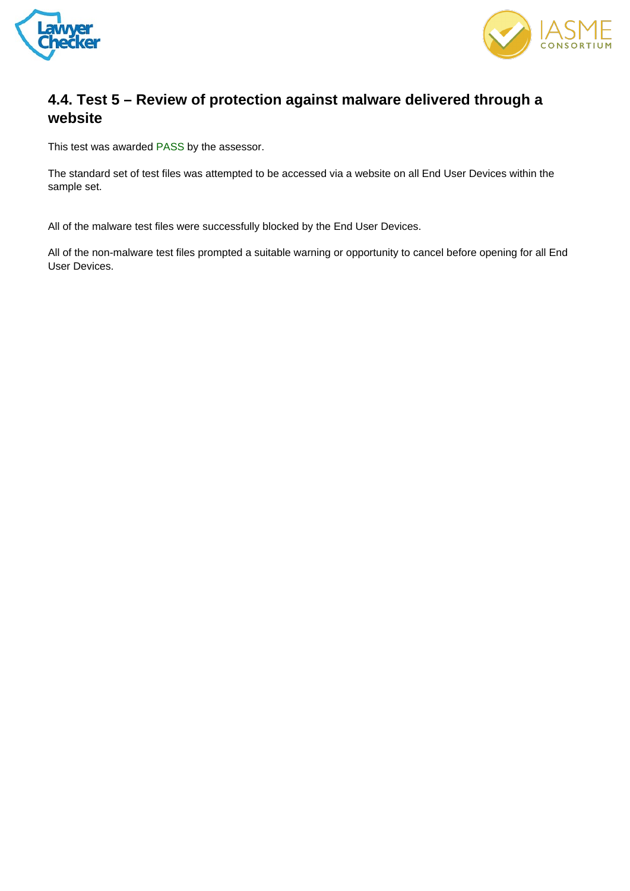## 4.4. Test 5 – Review of protection against malware delivered through a website

This test was awarded PASS by the assessor.

The standard set of test files was attempted to be accessed via a website on all End User Devices within the sample set.

All of the malware test files were successfully blocked by the End User Devices.

All of the non-malware test files prompted a suitable warning or opportunity to cancel before opening for all End User Devices.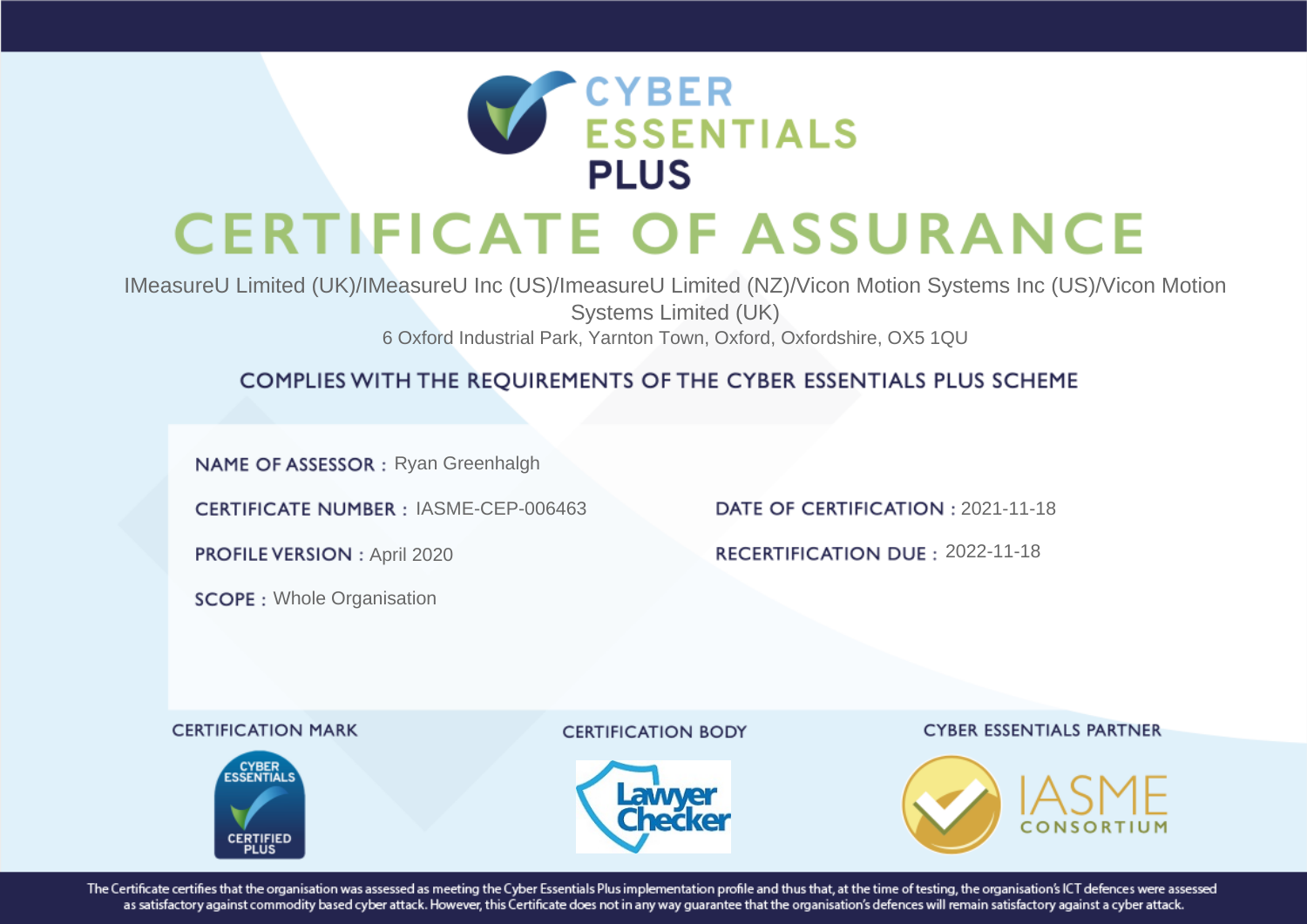# CYBER ESSENTIALS PLUS

# CERTIFICATE OF ASSURANCE

IMeasureU Limited (UK)/IMeasureU Inc (US)/ImeasureU Limited (NZ)/Vicon Motion Systems Inc (US)/Vicon Motion Systems Limited (UK)

6 Oxford Industrial Park, Yarnton Town, Oxford, Oxfordshire, OX5 1QU

## COMPLIES WITH THE REQUIREMENTS OF THE CYBER ESSENTIALS PLUS SCHEME

**NAME OF ASSESSOR :** Ryan Greenhalgh

**CERTIFICATE NUMBER :** IASME-CEP-006463

**DATE OF CERTIFICATION :** 2021-11-18

**PROFILE VERSION :** April 2020

**RECERTIFICATION DUE :** 2022-11-18

**SCOPE :** Whole Organisation

**CERTIFICATION MARK**

CYBER ESSENTIALS CERTIFIED PLUS

**CERTIFICATION BODY**

Lawyer Checker

**CYBER ESSENTIALS PARTNER**

IASME CONSORTIUM

The Certificate certifies that the organisation was assessed as meeting the Cyber Essentials Plus implementation profile and thus that, at the time of testing, the organisation's ICT defences were assessed as satisfactory against commodity based cyber attack. However, this Certificate does not in any way guarantee that the organisation's defences will remain satisfactory against a cyber attack.